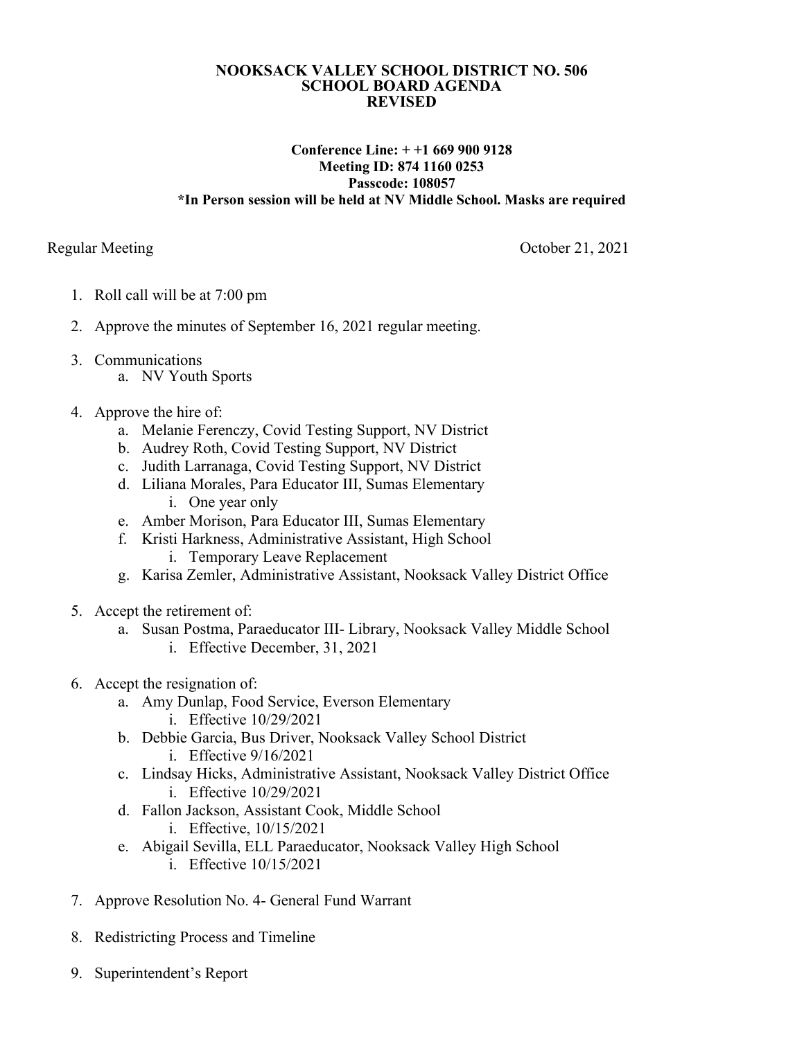# NOOKSACK VALLEY SCHOOL DISTRICT NO. 506
# SCHOOL BOARD AGENDA
# REVISED

**Conference Line: + +1 669 900 9128**
**Meeting ID: 874 1160 0253**
**Passcode: 108057**
**\*In Person session will be held at NV Middle School. Masks are required**

Regular Meeting — October 21, 2021

1. Roll call will be at 7:00 pm
2. Approve the minutes of September 16, 2021 regular meeting.
3. Communications
   a. NV Youth Sports
4. Approve the hire of:
   a. Melanie Ferenczy, Covid Testing Support, NV District
   b. Audrey Roth, Covid Testing Support, NV District
   c. Judith Larranaga, Covid Testing Support, NV District
   d. Liliana Morales, Para Educator III, Sumas Elementary
      i. One year only
   e. Amber Morison, Para Educator III, Sumas Elementary
   f. Kristi Harkness, Administrative Assistant, High School
      i. Temporary Leave Replacement
   g. Karisa Zemler, Administrative Assistant, Nooksack Valley District Office
5. Accept the retirement of:
   a. Susan Postma, Paraeducator III- Library, Nooksack Valley Middle School
      i. Effective December, 31, 2021
6. Accept the resignation of:
   a. Amy Dunlap, Food Service, Everson Elementary
      i. Effective 10/29/2021
   b. Debbie Garcia, Bus Driver, Nooksack Valley School District
      i. Effective 9/16/2021
   c. Lindsay Hicks, Administrative Assistant, Nooksack Valley District Office
      i. Effective 10/29/2021
   d. Fallon Jackson, Assistant Cook, Middle School
      i. Effective, 10/15/2021
   e. Abigail Sevilla, ELL Paraeducator, Nooksack Valley High School
      i. Effective 10/15/2021
7. Approve Resolution No. 4- General Fund Warrant
8. Redistricting Process and Timeline
9. Superintendent's Report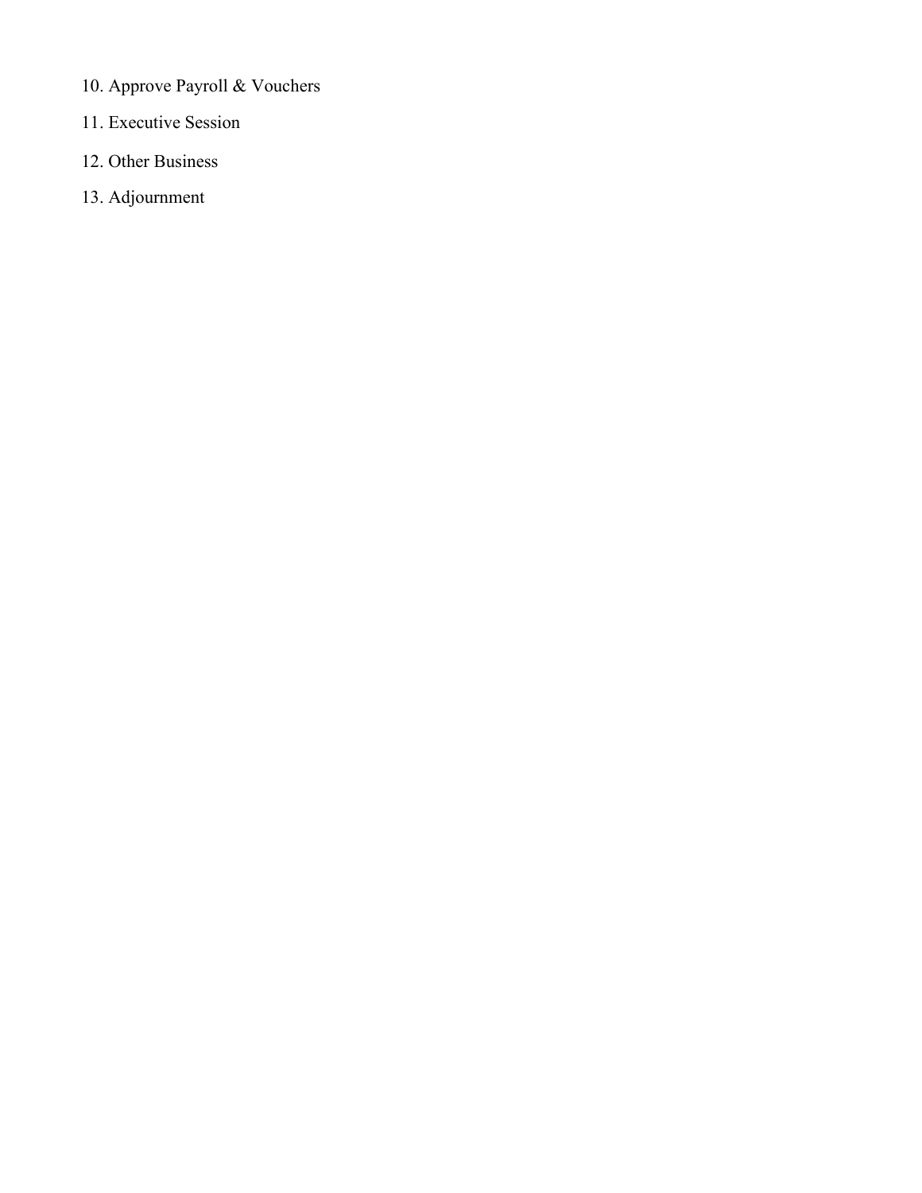10. Approve Payroll & Vouchers
11. Executive Session
12. Other Business
13. Adjournment